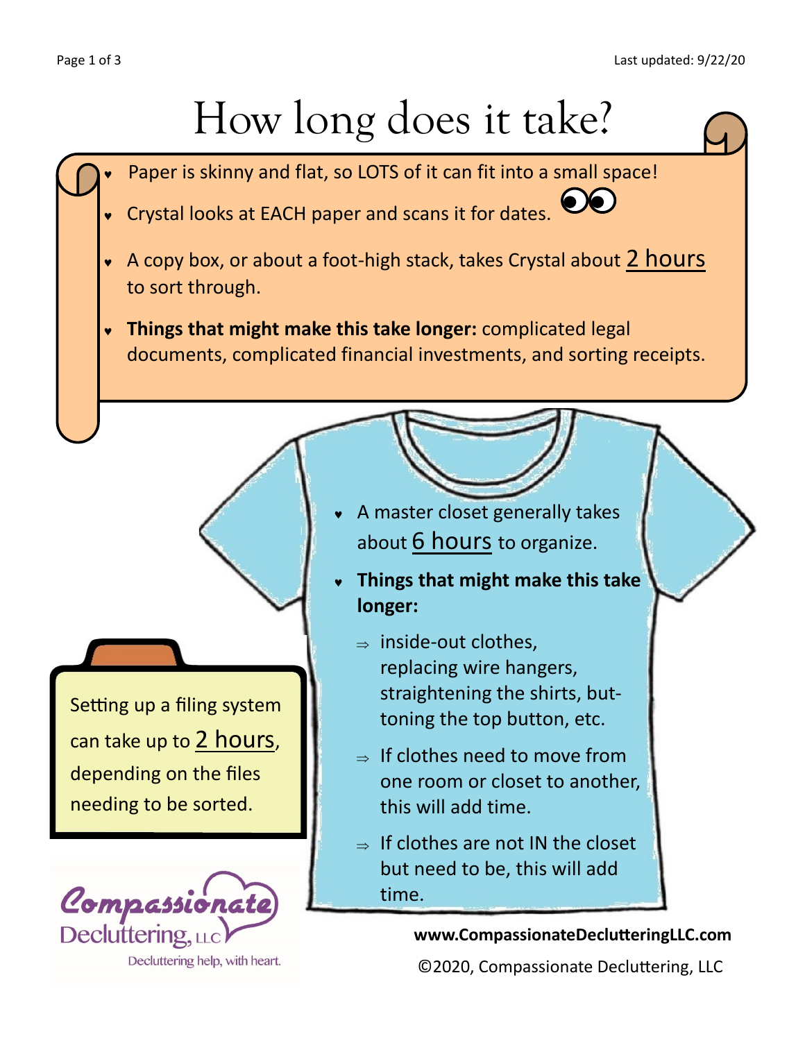# How long does it take?

- Paper is skinny and flat, so LOTS of it can fit into a small space!
- Crystal looks at EACH paper and scans it for dates.
- A copy box, or about a foot-high stack, takes Crystal about 2 hours to sort through.
- **Things that might make this take longer:** complicated legal documents, complicated financial investments, and sorting receipts.

Setting up a filing system can take up to 2 hours, depending on the files needing to be sorted.

- A master closet generally takes about 6 hours to organize.
- **Things that might make this take longer:**
  - inside-out clothes, replacing wire hangers, straightening the shirts, buttoning the top button, etc.
  - If clothes need to move from one room or closet to another, this will add time.
  - If clothes are not IN the closet but need to be, this will add time.

Compassionate Decluttering, LLC

Decluttering help, with heart.

**www.CompassionateDeclutteringLLC.com**

©2020, Compassionate Decluttering, LLC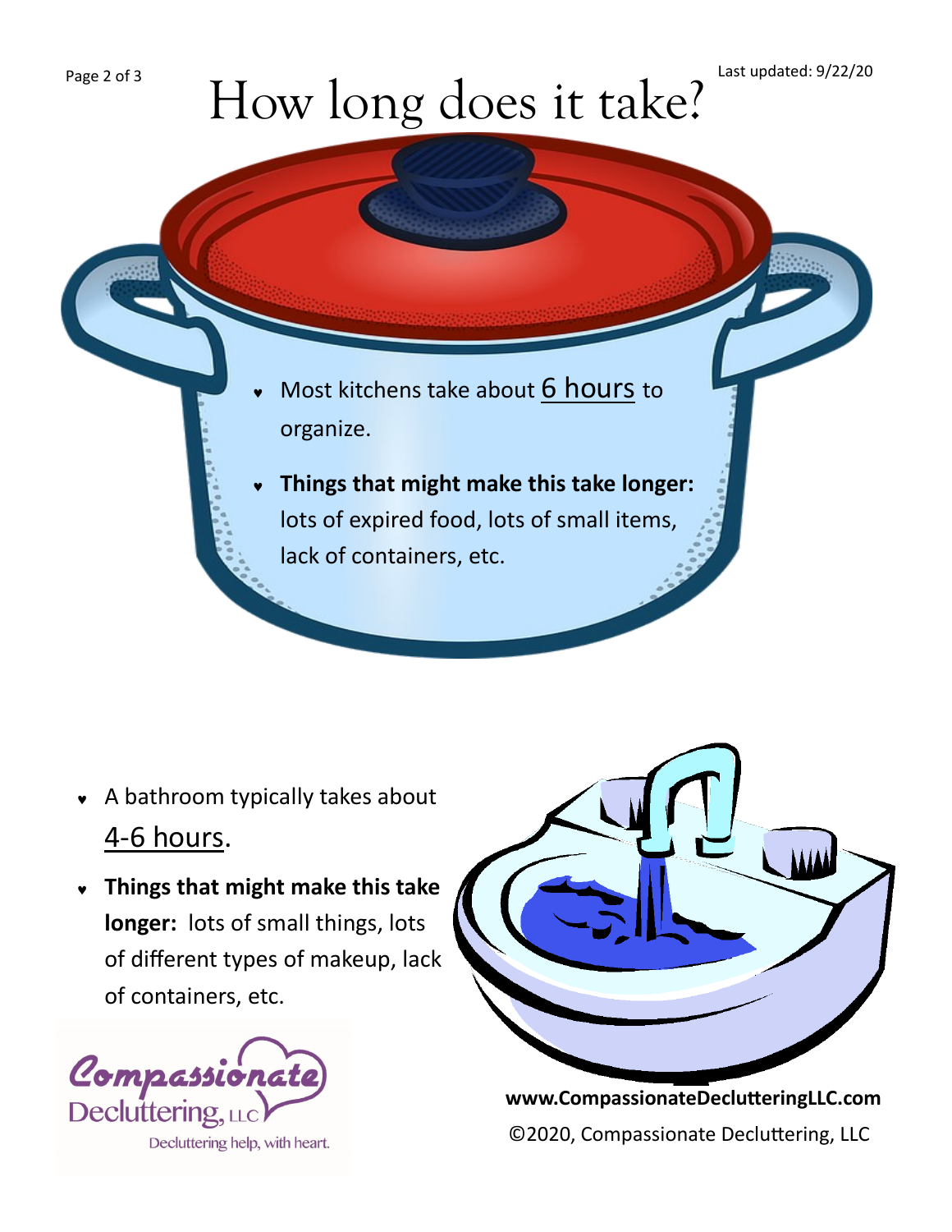# How long does it take?

- Most kitchens take about 6 hours to organize.
- **Things that might make this take longer:** lots of expired food, lots of small items, lack of containers, etc.

- A bathroom typically takes about 4-6 hours.
- **Things that might make this take longer:** lots of small things, lots of different types of makeup, lack of containers, etc.

Compassionate Decluttering, LLC

Decluttering help, with heart.

**www.CompassionateDeclutteringLLC.com**

©2020, Compassionate Decluttering, LLC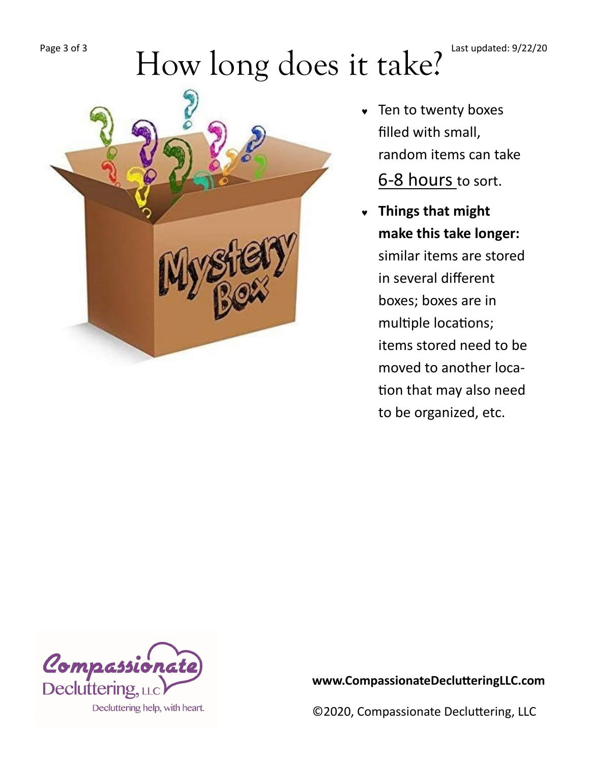# How long does it take?

- Ten to twenty boxes filled with small, random items can take 6-8 hours to sort.
- **Things that might make this take longer:** similar items are stored in several different boxes; boxes are in multiple locations; items stored need to be moved to another location that may also need to be organized, etc.

**www.CompassionateDeclutteringLLC.com**

©2020, Compassionate Decluttering, LLC